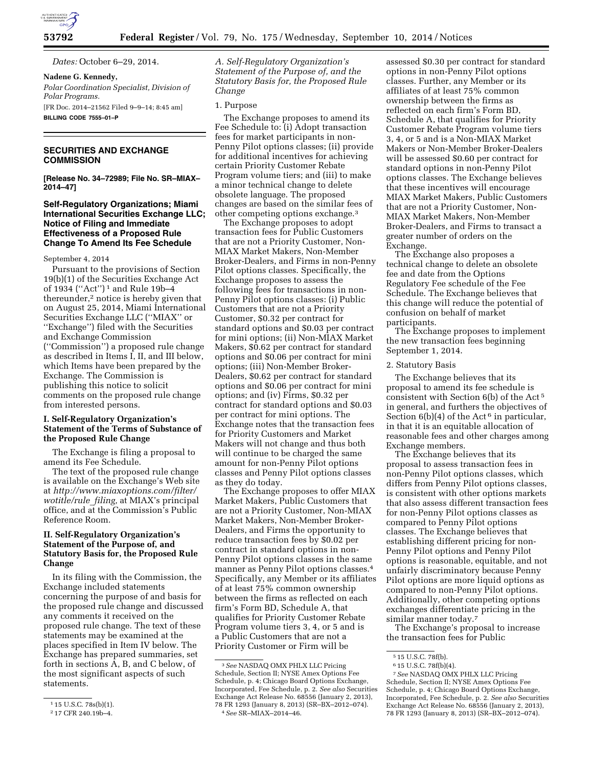*Dates:* October 6–29, 2014.

**Nadene G. Kennedy,**

*Polar Coordination Specialist, Division of Polar Programs.*

[FR Doc. 2014–21562 Filed 9–9–14; 8:45 am]

**BILLING CODE 7555–01–P**

## SECURITIES AND EXCHANGE COMMISSION

**[Release No. 34–72989; File No. SR–MIAX–2014–47]**

## Self-Regulatory Organizations; Miami International Securities Exchange LLC; Notice of Filing and Immediate Effectiveness of a Proposed Rule Change To Amend Its Fee Schedule

September 4, 2014

Pursuant to the provisions of Section 19(b)(1) of the Securities Exchange Act of 1934 (''Act'')[1] and Rule 19b–4 thereunder,[2] notice is hereby given that on August 25, 2014, Miami International Securities Exchange LLC (''MIAX'' or ''Exchange'') filed with the Securities and Exchange Commission (''Commission'') a proposed rule change as described in Items I, II, and III below, which Items have been prepared by the Exchange. The Commission is publishing this notice to solicit comments on the proposed rule change from interested persons.

### I. Self-Regulatory Organization's Statement of the Terms of Substance of the Proposed Rule Change

The Exchange is filing a proposal to amend its Fee Schedule.

The text of the proposed rule change is available on the Exchange's Web site at *http://www.miaxoptions.com/filter/wotitle/rule_filing,* at MIAX's principal office, and at the Commission's Public Reference Room.

### II. Self-Regulatory Organization's Statement of the Purpose of, and Statutory Basis for, the Proposed Rule Change

In its filing with the Commission, the Exchange included statements concerning the purpose of and basis for the proposed rule change and discussed any comments it received on the proposed rule change. The text of these statements may be examined at the places specified in Item IV below. The Exchange has prepared summaries, set forth in sections A, B, and C below, of the most significant aspects of such statements.

*A. Self-Regulatory Organization's Statement of the Purpose of, and the Statutory Basis for, the Proposed Rule Change*

1. Purpose

The Exchange proposes to amend its Fee Schedule to: (i) Adopt transaction fees for market participants in non-Penny Pilot options classes; (ii) provide for additional incentives for achieving certain Priority Customer Rebate Program volume tiers; and (iii) to make a minor technical change to delete obsolete language. The proposed changes are based on the similar fees of other competing options exchange.[3]

The Exchange proposes to adopt transaction fees for Public Customers that are not a Priority Customer, Non-MIAX Market Makers, Non-Member Broker-Dealers, and Firms in non-Penny Pilot options classes. Specifically, the Exchange proposes to assess the following fees for transactions in non-Penny Pilot options classes: (i) Public Customers that are not a Priority Customer, $0.32 per contract for standard options and $0.03 per contract for mini options; (ii) Non-MIAX Market Makers, $0.62 per contract for standard options and $0.06 per contract for mini options; (iii) Non-Member Broker-Dealers, $0.62 per contract for standard options and $0.06 per contract for mini options; and (iv) Firms, $0.32 per contract for standard options and $0.03 per contract for mini options. The Exchange notes that the transaction fees for Priority Customers and Market Makers will not change and thus both will continue to be charged the same amount for non-Penny Pilot options classes and Penny Pilot options classes as they do today.

The Exchange proposes to offer MIAX Market Makers, Public Customers that are not a Priority Customer, Non-MIAX Market Makers, Non-Member Broker-Dealers, and Firms the opportunity to reduce transaction fees by $0.02 per contract in standard options in non-Penny Pilot options classes in the same manner as Penny Pilot options classes.[4] Specifically, any Member or its affiliates of at least 75% common ownership between the firms as reflected on each firm's Form BD, Schedule A, that qualifies for Priority Customer Rebate Program volume tiers 3, 4, or 5 and is a Public Customers that are not a Priority Customer or Firm will be assessed $0.30 per contract for standard options in non-Penny Pilot options classes. Further, any Member or its affiliates of at least 75% common ownership between the firms as reflected on each firm's Form BD, Schedule A, that qualifies for Priority Customer Rebate Program volume tiers 3, 4, or 5 and is a Non-MIAX Market Makers or Non-Member Broker-Dealers will be assessed $0.60 per contract for standard options in non-Penny Pilot options classes. The Exchange believes that these incentives will encourage MIAX Market Makers, Public Customers that are not a Priority Customer, Non-MIAX Market Makers, Non-Member Broker-Dealers, and Firms to transact a greater number of orders on the Exchange.

The Exchange also proposes a technical change to delete an obsolete fee and date from the Options Regulatory Fee schedule of the Fee Schedule. The Exchange believes that this change will reduce the potential of confusion on behalf of market participants.

The Exchange proposes to implement the new transaction fees beginning September 1, 2014.

2. Statutory Basis

The Exchange believes that its proposal to amend its fee schedule is consistent with Section 6(b) of the Act[5] in general, and furthers the objectives of Section 6(b)(4) of the Act[6] in particular, in that it is an equitable allocation of reasonable fees and other charges among Exchange members.

The Exchange believes that its proposal to assess transaction fees in non-Penny Pilot options classes, which differs from Penny Pilot options classes, is consistent with other options markets that also assess different transaction fees for non-Penny Pilot options classes as compared to Penny Pilot options classes. The Exchange believes that establishing different pricing for non-Penny Pilot options and Penny Pilot options is reasonable, equitable, and not unfairly discriminatory because Penny Pilot options are more liquid options as compared to non-Penny Pilot options. Additionally, other competing options exchanges differentiate pricing in the similar manner today.[7]

The Exchange's proposal to increase the transaction fees for Public

---

[1] 15 U.S.C. 78s(b)(1).

[2] 17 CFR 240.19b–4.

[3] *See* NASDAQ OMX PHLX LLC Pricing Schedule, Section II; NYSE Amex Options Fee Schedule, p. 4; Chicago Board Options Exchange, Incorporated, Fee Schedule, p. 2. *See also* Securities Exchange Act Release No. 68556 (January 2, 2013), 78 FR 1293 (January 8, 2013) (SR–BX–2012–074).

[4] *See* SR–MIAX–2014–46.

[5] 15 U.S.C. 78f(b).

[6] 15 U.S.C. 78f(b)(4).

[7] *See* NASDAQ OMX PHLX LLC Pricing Schedule, Section II; NYSE Amex Options Fee Schedule, p. 4; Chicago Board Options Exchange, Incorporated, Fee Schedule, p. 2. *See also* Securities Exchange Act Release No. 68556 (January 2, 2013), 78 FR 1293 (January 8, 2013) (SR–BX–2012–074).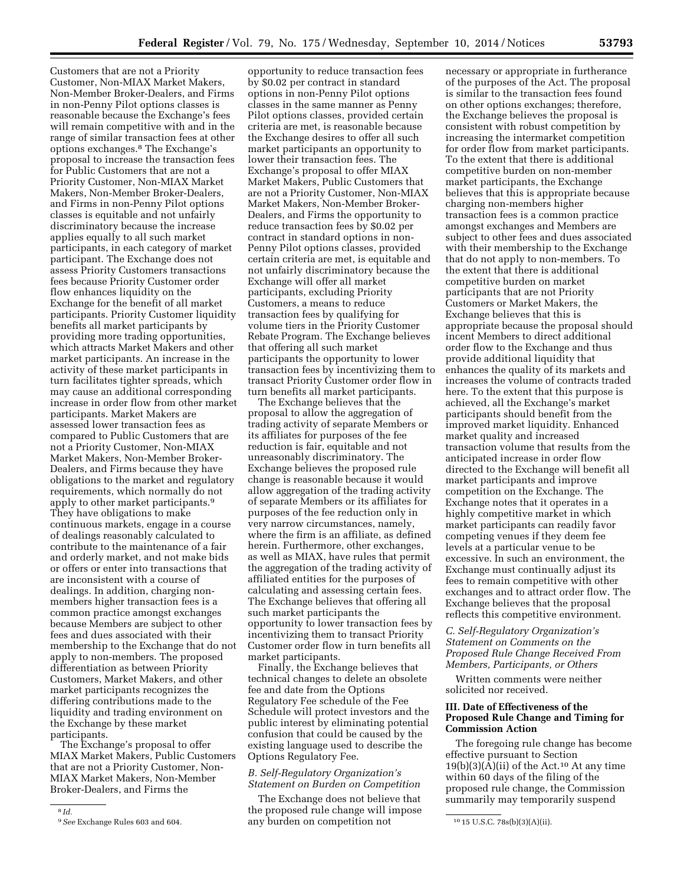Customers that are not a Priority Customer, Non-MIAX Market Makers, Non-Member Broker-Dealers, and Firms in non-Penny Pilot options classes is reasonable because the Exchange's fees will remain competitive with and in the range of similar transaction fees at other options exchanges.[8] The Exchange's proposal to increase the transaction fees for Public Customers that are not a Priority Customer, Non-MIAX Market Makers, Non-Member Broker-Dealers, and Firms in non-Penny Pilot options classes is equitable and not unfairly discriminatory because the increase applies equally to all such market participants, in each category of market participant. The Exchange does not assess Priority Customers transactions fees because Priority Customer order flow enhances liquidity on the Exchange for the benefit of all market participants. Priority Customer liquidity benefits all market participants by providing more trading opportunities, which attracts Market Makers and other market participants. An increase in the activity of these market participants in turn facilitates tighter spreads, which may cause an additional corresponding increase in order flow from other market participants. Market Makers are assessed lower transaction fees as compared to Public Customers that are not a Priority Customer, Non-MIAX Market Makers, Non-Member Broker-Dealers, and Firms because they have obligations to the market and regulatory requirements, which normally do not apply to other market participants.[9] They have obligations to make continuous markets, engage in a course of dealings reasonably calculated to contribute to the maintenance of a fair and orderly market, and not make bids or offers or enter into transactions that are inconsistent with a course of dealings. In addition, charging non-members higher transaction fees is a common practice amongst exchanges because Members are subject to other fees and dues associated with their membership to the Exchange that do not apply to non-members. The proposed differentiation as between Priority Customers, Market Makers, and other market participants recognizes the differing contributions made to the liquidity and trading environment on the Exchange by these market participants.

The Exchange's proposal to offer MIAX Market Makers, Public Customers that are not a Priority Customer, Non-MIAX Market Makers, Non-Member Broker-Dealers, and Firms the opportunity to reduce transaction fees by $0.02 per contract in standard options in non-Penny Pilot options classes in the same manner as Penny Pilot options classes, provided certain criteria are met, is reasonable because the Exchange desires to offer all such market participants an opportunity to lower their transaction fees. The Exchange's proposal to offer MIAX Market Makers, Public Customers that are not a Priority Customer, Non-MIAX Market Makers, Non-Member Broker-Dealers, and Firms the opportunity to reduce transaction fees by $0.02 per contract in standard options in non-Penny Pilot options classes, provided certain criteria are met, is equitable and not unfairly discriminatory because the Exchange will offer all market participants, excluding Priority Customers, a means to reduce transaction fees by qualifying for volume tiers in the Priority Customer Rebate Program. The Exchange believes that offering all such market participants the opportunity to lower transaction fees by incentivizing them to transact Priority Customer order flow in turn benefits all market participants.

The Exchange believes that the proposal to allow the aggregation of trading activity of separate Members or its affiliates for purposes of the fee reduction is fair, equitable and not unreasonably discriminatory. The Exchange believes the proposed rule change is reasonable because it would allow aggregation of the trading activity of separate Members or its affiliates for purposes of the fee reduction only in very narrow circumstances, namely, where the firm is an affiliate, as defined herein. Furthermore, other exchanges, as well as MIAX, have rules that permit the aggregation of the trading activity of affiliated entities for the purposes of calculating and assessing certain fees. The Exchange believes that offering all such market participants the opportunity to lower transaction fees by incentivizing them to transact Priority Customer order flow in turn benefits all market participants.

Finally, the Exchange believes that technical changes to delete an obsolete fee and date from the Options Regulatory Fee schedule of the Fee Schedule will protect investors and the public interest by eliminating potential confusion that could be caused by the existing language used to describe the Options Regulatory Fee.

*B. Self-Regulatory Organization's Statement on Burden on Competition*

The Exchange does not believe that the proposed rule change will impose any burden on competition not necessary or appropriate in furtherance of the purposes of the Act. The proposal is similar to the transaction fees found on other options exchanges; therefore, the Exchange believes the proposal is consistent with robust competition by increasing the intermarket competition for order flow from market participants. To the extent that there is additional competitive burden on non-member market participants, the Exchange believes that this is appropriate because charging non-members higher transaction fees is a common practice amongst exchanges and Members are subject to other fees and dues associated with their membership to the Exchange that do not apply to non-members. To the extent that there is additional competitive burden on market participants that are not Priority Customers or Market Makers, the Exchange believes that this is appropriate because the proposal should incent Members to direct additional order flow to the Exchange and thus provide additional liquidity that enhances the quality of its markets and increases the volume of contracts traded here. To the extent that this purpose is achieved, all the Exchange's market participants should benefit from the improved market liquidity. Enhanced market quality and increased transaction volume that results from the anticipated increase in order flow directed to the Exchange will benefit all market participants and improve competition on the Exchange. The Exchange notes that it operates in a highly competitive market in which market participants can readily favor competing venues if they deem fee levels at a particular venue to be excessive. In such an environment, the Exchange must continually adjust its fees to remain competitive with other exchanges and to attract order flow. The Exchange believes that the proposal reflects this competitive environment.

*C. Self-Regulatory Organization's Statement on Comments on the Proposed Rule Change Received From Members, Participants, or Others*

Written comments were neither solicited nor received.

## III. Date of Effectiveness of the Proposed Rule Change and Timing for Commission Action

The foregoing rule change has become effective pursuant to Section 19(b)(3)(A)(ii) of the Act.[10] At any time within 60 days of the filing of the proposed rule change, the Commission summarily may temporarily suspend

---

[8] *Id.*

[9] *See* Exchange Rules 603 and 604.

[10] 15 U.S.C. 78s(b)(3)(A)(ii).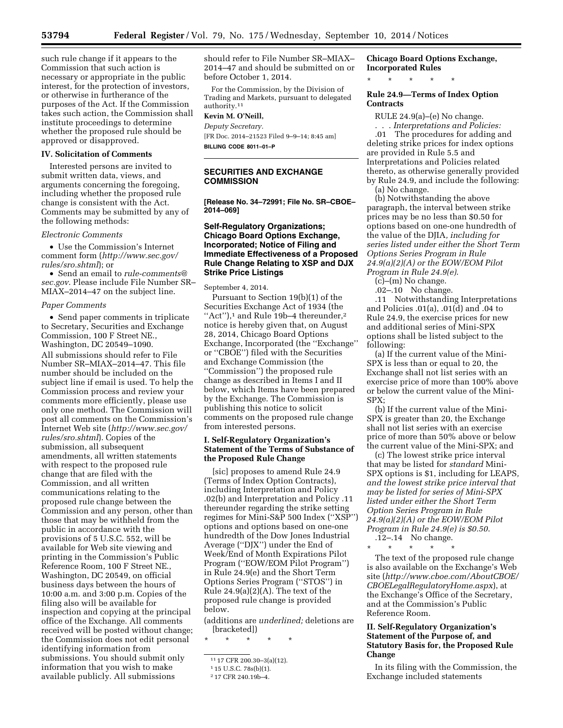such rule change if it appears to the Commission that such action is necessary or appropriate in the public interest, for the protection of investors, or otherwise in furtherance of the purposes of the Act. If the Commission takes such action, the Commission shall institute proceedings to determine whether the proposed rule should be approved or disapproved.

## IV. Solicitation of Comments

Interested persons are invited to submit written data, views, and arguments concerning the foregoing, including whether the proposed rule change is consistent with the Act. Comments may be submitted by any of the following methods:

*Electronic Comments*

- Use the Commission's Internet comment form (*http://www.sec.gov/rules/sro.shtml*); or
- Send an email to *rule-comments@sec.gov*. Please include File Number SR–MIAX–2014–47 on the subject line.

*Paper Comments*

- Send paper comments in triplicate to Secretary, Securities and Exchange Commission, 100 F Street NE., Washington, DC 20549–1090.

All submissions should refer to File Number SR–MIAX–2014–47. This file number should be included on the subject line if email is used. To help the Commission process and review your comments more efficiently, please use only one method. The Commission will post all comments on the Commission's Internet Web site (*http://www.sec.gov/rules/sro.shtml*). Copies of the submission, all subsequent amendments, all written statements with respect to the proposed rule change that are filed with the Commission, and all written communications relating to the proposed rule change between the Commission and any person, other than those that may be withheld from the public in accordance with the provisions of 5 U.S.C. 552, will be available for Web site viewing and printing in the Commission's Public Reference Room, 100 F Street NE., Washington, DC 20549, on official business days between the hours of 10:00 a.m. and 3:00 p.m. Copies of the filing also will be available for inspection and copying at the principal office of the Exchange. All comments received will be posted without change; the Commission does not edit personal identifying information from submissions. You should submit only information that you wish to make available publicly. All submissions should refer to File Number SR–MIAX–2014–47 and should be submitted on or before October 1, 2014.

For the Commission, by the Division of Trading and Markets, pursuant to delegated authority.[11]

**Kevin M. O'Neill,**

*Deputy Secretary.*

[FR Doc. 2014–21523 Filed 9–9–14; 8:45 am]

**BILLING CODE 8011–01–P**

---

## SECURITIES AND EXCHANGE COMMISSION

**[Release No. 34–72991; File No. SR–CBOE–2014–069]**

## Self-Regulatory Organizations; Chicago Board Options Exchange, Incorporated; Notice of Filing and Immediate Effectiveness of a Proposed Rule Change Relating to XSP and DJX Strike Price Listings

September 4, 2014.

Pursuant to Section 19(b)(1) of the Securities Exchange Act of 1934 (the "Act"),[1] and Rule 19b–4 thereunder,[2] notice is hereby given that, on August 28, 2014, Chicago Board Options Exchange, Incorporated (the "Exchange" or "CBOE") filed with the Securities and Exchange Commission (the "Commission") the proposed rule change as described in Items I and II below, which Items have been prepared by the Exchange. The Commission is publishing this notice to solicit comments on the proposed rule change from interested persons.

### I. Self-Regulatory Organization's Statement of the Terms of Substance of the Proposed Rule Change

[sic] proposes to amend Rule 24.9 (Terms of Index Option Contracts), including Interpretation and Policy .02(b) and Interpretation and Policy .11 thereunder regarding the strike setting regimes for Mini-S&P 500 Index ("XSP") options and options based on one-one hundredth of the Dow Jones Industrial Average ("DJX") under the End of Week/End of Month Expirations Pilot Program ("EOW/EOM Pilot Program") in Rule 24.9(e) and the Short Term Options Series Program ("STOS") in Rule 24.9(a)(2)(A). The text of the proposed rule change is provided below.

(additions are *underlined;* deletions are [bracketed])

\* \* \* \* \*

[11] 17 CFR 200.30–3(a)(12).

[1] 15 U.S.C. 78s(b)(1).

[2] 17 CFR 240.19b–4.

**Chicago Board Options Exchange, Incorporated Rules**

\* \* \* \* \*

**Rule 24.9—Terms of Index Option Contracts**

RULE 24.9(a)–(e) No change.

. . . *Interpretations and Policies:*

.01 The procedures for adding and deleting strike prices for index options are provided in Rule 5.5 and Interpretations and Policies related thereto, as otherwise generally provided by Rule 24.9, and include the following:

(a) No change.

(b) Notwithstanding the above paragraph, the interval between strike prices may be no less than $0.50 for options based on one-one hundredth of the value of the DJIA*, including for series listed under either the Short Term Options Series Program in Rule 24.9(a)(2)(A) or the EOW/EOM Pilot Program in Rule 24.9(e)*.

(c)–(m) No change.

.02–.10 No change.

.11 Notwithstanding Interpretations and Policies .01(a), .01(d) and .04 to Rule 24.9, the exercise prices for new and additional series of Mini-SPX options shall be listed subject to the following:

(a) If the current value of the Mini-SPX is less than or equal to 20, the Exchange shall not list series with an exercise price of more than 100% above or below the current value of the Mini-SPX;

(b) If the current value of the Mini-SPX is greater than 20, the Exchange shall not list series with an exercise price of more than 50% above or below the current value of the Mini-SPX; and

(c) The lowest strike price interval that may be listed for *standard* Mini-SPX options is $1, including for LEAPS*, and the lowest strike price interval that may be listed for series of Mini-SPX listed under either the Short Term Option Series Program in Rule 24.9(a)(2)(A) or the EOW/EOM Pilot Program in Rule 24.9(e) is $0.50*.

.12–.14 No change.

\* \* \* \* \*

The text of the proposed rule change is also available on the Exchange's Web site (*http://www.cboe.com/AboutCBOE/CBOELegalRegulatoryHome.aspx*), at the Exchange's Office of the Secretary, and at the Commission's Public Reference Room.

### II. Self-Regulatory Organization's Statement of the Purpose of, and Statutory Basis for, the Proposed Rule Change

In its filing with the Commission, the Exchange included statements